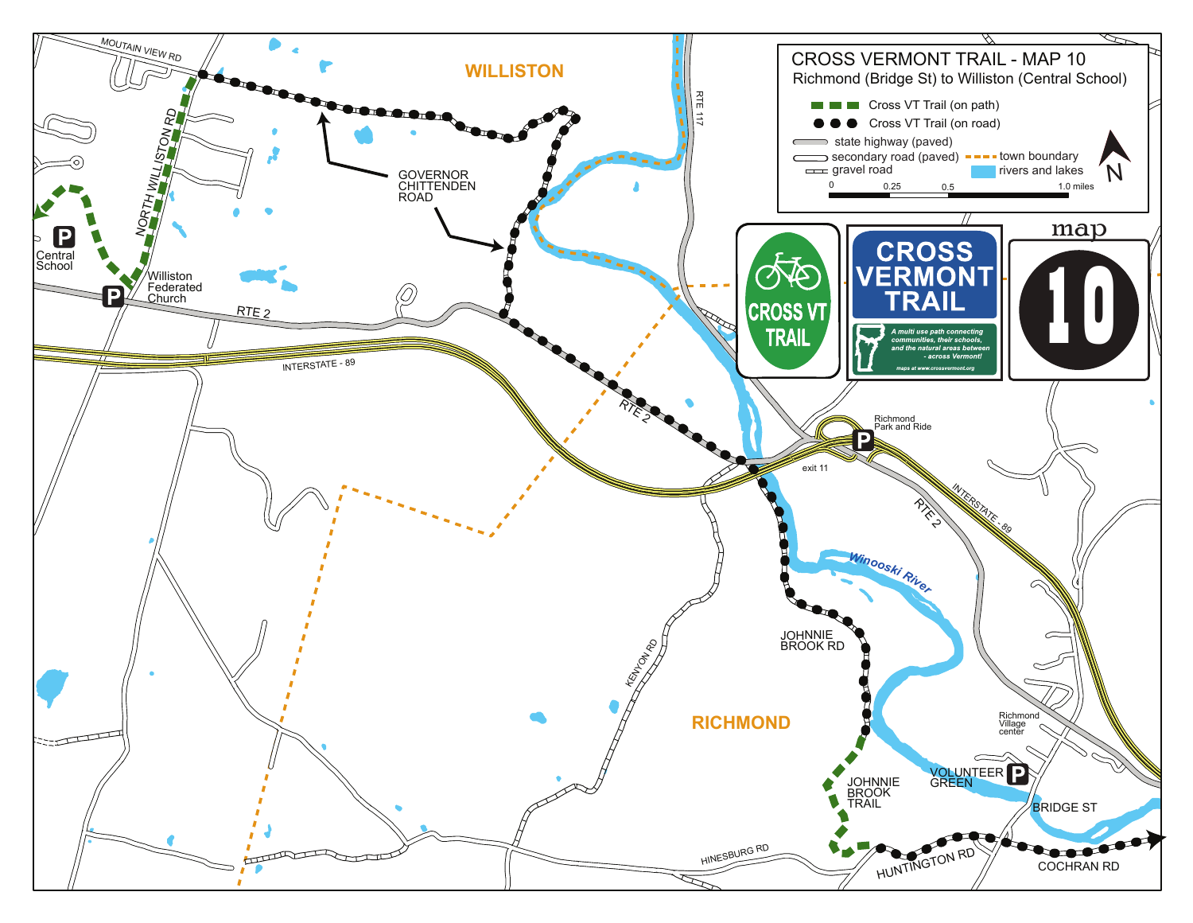# CROSS VERMONT TRAIL - MAP 10

Richmond (Bridge St) to Williston (Central School)

- Cross VT Trail (on path)
- Cross VT Trail (on road)
- state highway (paved)
- secondary road (paved)
- gravel road
- town boundary
- rivers and lakes

0 0.25 0.5 1.0 miles

N

CROSS VT TRAIL

CROSS VERMONT TRAIL

A multi use path connecting communities, their schools, and the natural areas between - across Vermont!

maps at www.crossvermont.org

map 10

WILLISTON

MOUTAIN VIEW RD

NORTH WILLISTON RD

GOVERNOR CHITTENDEN ROAD

RTE 117

Central School

Williston Federated Church

RTE 2

INTERSTATE - 89

Richmond Park and Ride

exit 11

Winooski River

JOHNNIE BROOK RD

KENYON RD

RICHMOND

Richmond Village center

JOHNNIE BROOK TRAIL

VOLUNTEER GREEN

BRIDGE ST

HINESBURG RD

HUNTINGTON RD

COCHRAN RD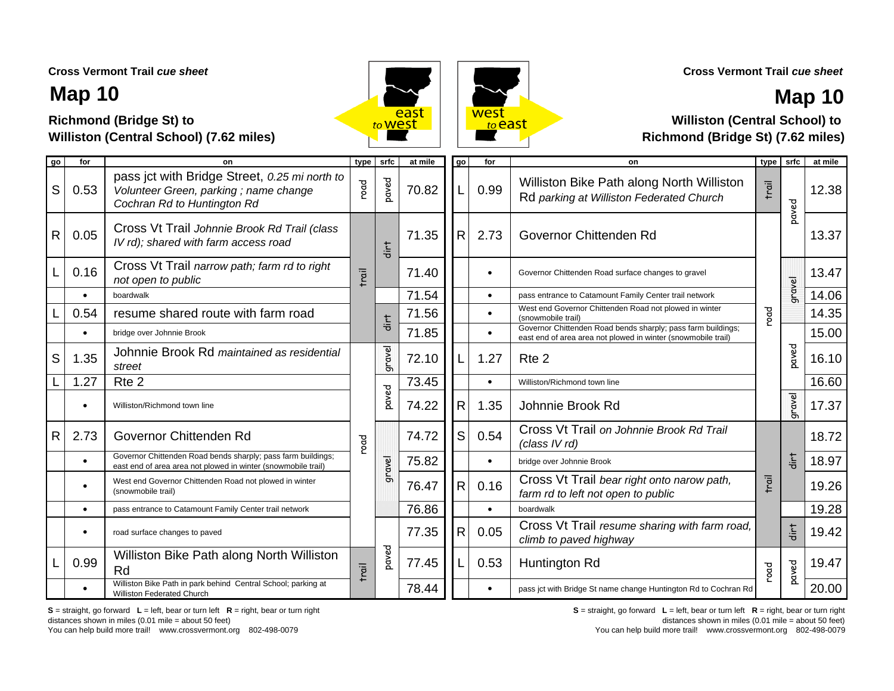**Cross Vermont Trail *cue sheet***

# Map 10

**Richmond (Bridge St) to Williston (Central School) (7.62 miles)**

east *to* west

| go | for | on | type | srfc | at mile |
|---|---|---|---|---|---|
| S | 0.53 | pass jct with Bridge Street, *0.25 mi north to Volunteer Green, parking ; name change Cochran Rd to Huntington Rd* | road | paved | 70.82 |
| R | 0.05 | Cross Vt Trail *Johnnie Brook Rd Trail (class IV rd); shared with farm access road* | trail | dirt | 71.35 |
| L | 0.16 | Cross Vt Trail *narrow path; farm rd to right not open to public* | trail | dirt | 71.40 |
| | • | boardwalk | trail | | 71.54 |
| L | 0.54 | resume shared route with farm road | trail | dirt | 71.56 |
| | • | bridge over Johnnie Brook | trail | dirt | 71.85 |
| S | 1.35 | Johnnie Brook Rd *maintained as residential street* | road | gravel | 72.10 |
| L | 1.27 | Rte 2 | road | paved | 73.45 |
| | • | Williston/Richmond town line | road | paved | 74.22 |
| R | 2.73 | Governor Chittenden Rd | road | gravel | 74.72 |
| | • | Governor Chittenden Road bends sharply; pass farm buildings; east end of area area not plowed in winter (snowmobile trail) | road | gravel | 75.82 |
| | • | West end Governor Chittenden Road not plowed in winter (snowmobile trail) | road | gravel | 76.47 |
| | • | pass entrance to Catamount Family Center trail network | road | gravel | 76.86 |
| | • | road surface changes to paved | road | paved | 77.35 |
| L | 0.99 | Williston Bike Path along North Williston Rd | trail | paved | 77.45 |
| | • | Williston Bike Path in park behind Central School; parking at Williston Federated Church | trail | paved | 78.44 |

**S** = straight, go forward **L** = left, bear or turn left **R** = right, bear or turn right
distances shown in miles (0.01 mile = about 50 feet)
You can help build more trail! www.crossvermont.org 802-498-0079

**Cross Vermont Trail *cue sheet***

# Map 10

**Williston (Central School) to Richmond (Bridge St) (7.62 miles)**

west *to* east

| go | for | on | type | srfc | at mile |
|---|---|---|---|---|---|
| L | 0.99 | Williston Bike Path along North Williston Rd *parking at Williston Federated Church* | trail | paved | 12.38 |
| R | 2.73 | Governor Chittenden Rd | road | paved | 13.37 |
| | • | Governor Chittenden Road surface changes to gravel | road | gravel | 13.47 |
| | • | pass entrance to Catamount Family Center trail network | road | gravel | 14.06 |
| | • | West end Governor Chittenden Road not plowed in winter (snowmobile trail) | road | gravel | 14.35 |
| | • | Governor Chittenden Road bends sharply; pass farm buildings; east end of area area not plowed in winter (snowmobile trail) | road | gravel | 15.00 |
| L | 1.27 | Rte 2 | road | paved | 16.10 |
| | • | Williston/Richmond town line | road | paved | 16.60 |
| R | 1.35 | Johnnie Brook Rd | road | gravel | 17.37 |
| S | 0.54 | Cross Vt Trail *on Johnnie Brook Rd Trail (class IV rd)* | trail | dirt | 18.72 |
| | • | bridge over Johnnie Brook | trail | dirt | 18.97 |
| R | 0.16 | Cross Vt Trail *bear right onto narow path, farm rd to left not open to public* | trail | dirt | 19.26 |
| | • | boardwalk | trail | | 19.28 |
| R | 0.05 | Cross Vt Trail *resume sharing with farm road, climb to paved highway* | trail | dirt | 19.42 |
| L | 0.53 | Huntington Rd | road | paved | 19.47 |
| | • | pass jct with Bridge St name change Huntington Rd to Cochran Rd | road | paved | 20.00 |

**S** = straight, go forward **L** = left, bear or turn left **R** = right, bear or turn right
distances shown in miles (0.01 mile = about 50 feet)
You can help build more trail! www.crossvermont.org 802-498-0079